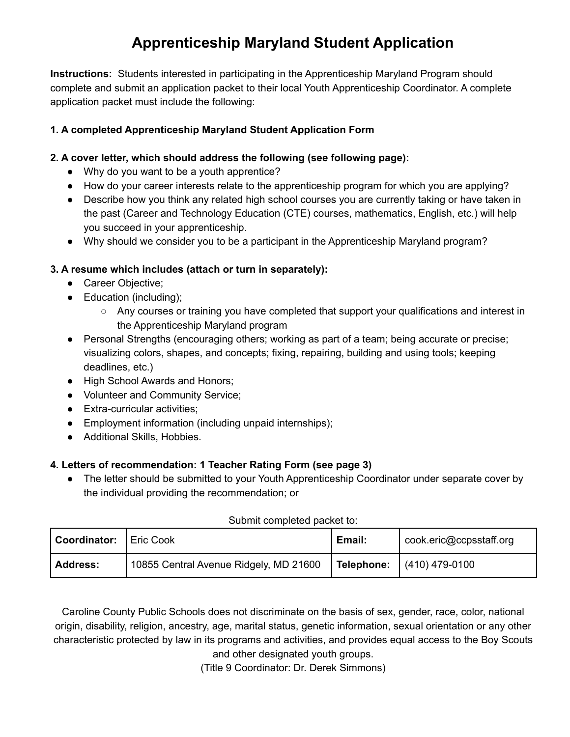# Apprenticeship Maryland Student Application

**Instructions:** Students interested in participating in the Apprenticeship Maryland Program should complete and submit an application packet to their local Youth Apprenticeship Coordinator. A complete application packet must include the following:

**1. A completed Apprenticeship Maryland Student Application Form**

**2. A cover letter, which should address the following (see following page):**

- Why do you want to be a youth apprentice?
- How do your career interests relate to the apprenticeship program for which you are applying?
- Describe how you think any related high school courses you are currently taking or have taken in the past (Career and Technology Education (CTE) courses, mathematics, English, etc.) will help you succeed in your apprenticeship.
- Why should we consider you to be a participant in the Apprenticeship Maryland program?

**3. A resume which includes (attach or turn in separately):**

- Career Objective;
- Education (including);
    - Any courses or training you have completed that support your qualifications and interest in the Apprenticeship Maryland program
- Personal Strengths (encouraging others; working as part of a team; being accurate or precise; visualizing colors, shapes, and concepts; fixing, repairing, building and using tools; keeping deadlines, etc.)
- High School Awards and Honors;
- Volunteer and Community Service;
- Extra-curricular activities;
- Employment information (including unpaid internships);
- Additional Skills, Hobbies.

**4. Letters of recommendation: 1 Teacher Rating Form (see page 3)**

- The letter should be submitted to your Youth Apprenticeship Coordinator under separate cover by the individual providing the recommendation; or

Submit completed packet to:

| **Coordinator:** | Eric Cook | **Email:** | cook.eric@ccpsstaff.org |
|---|---|---|---|
| **Address:** | 10855 Central Avenue Ridgely, MD 21600 | **Telephone:** | (410) 479-0100 |

Caroline County Public Schools does not discriminate on the basis of sex, gender, race, color, national origin, disability, religion, ancestry, age, marital status, genetic information, sexual orientation or any other characteristic protected by law in its programs and activities, and provides equal access to the Boy Scouts and other designated youth groups.
(Title 9 Coordinator: Dr. Derek Simmons)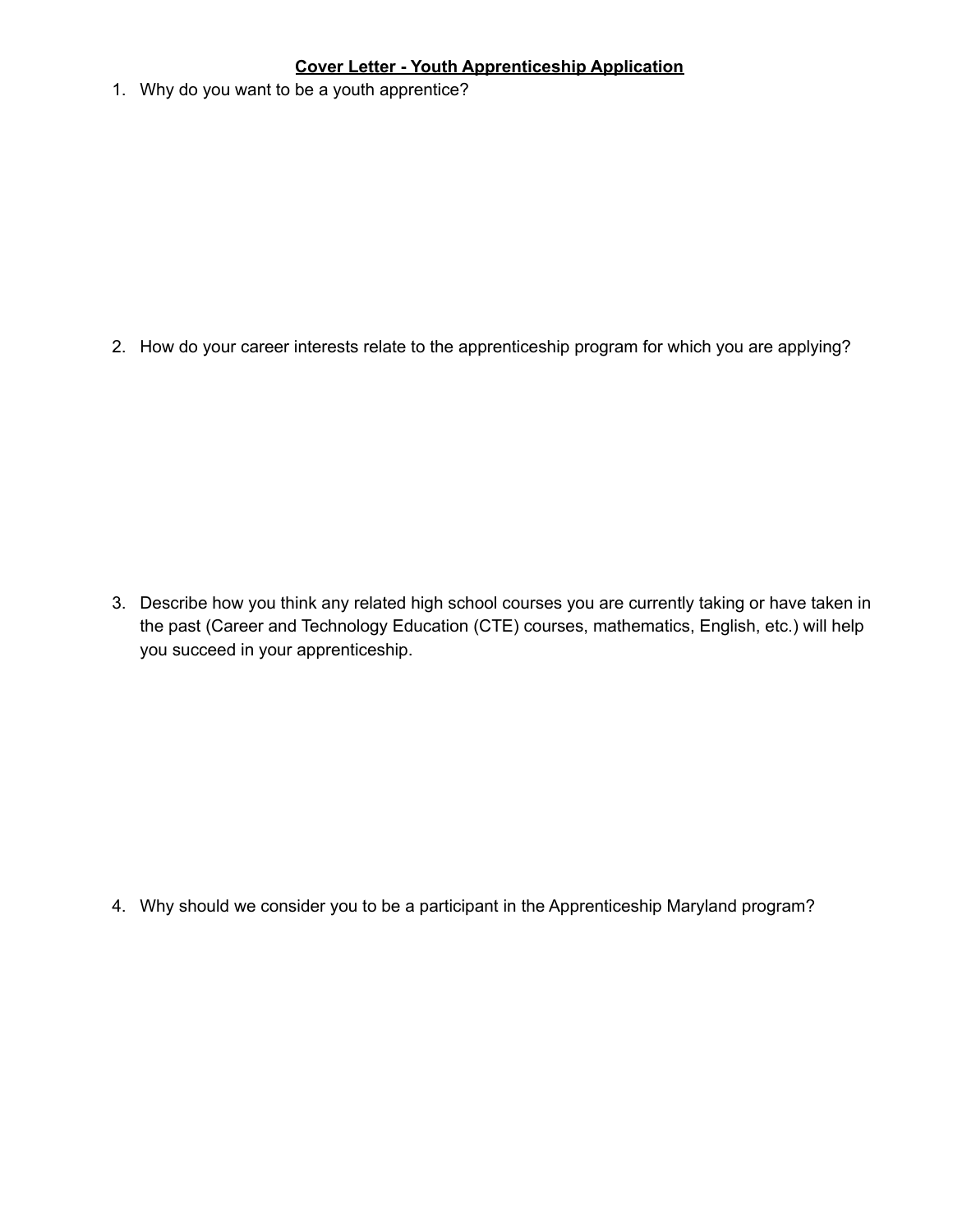**<u>Cover Letter - Youth Apprenticeship Application</u>**

1. Why do you want to be a youth apprentice?

2. How do your career interests relate to the apprenticeship program for which you are applying?

3. Describe how you think any related high school courses you are currently taking or have taken in the past (Career and Technology Education (CTE) courses, mathematics, English, etc.) will help you succeed in your apprenticeship.

4. Why should we consider you to be a participant in the Apprenticeship Maryland program?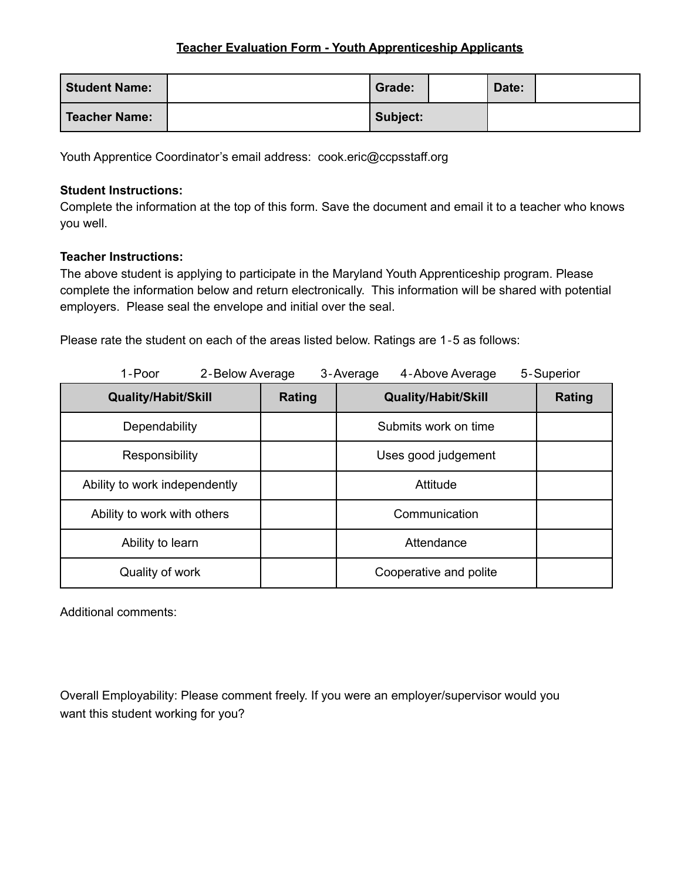# Teacher Evaluation Form - Youth Apprenticeship Applicants

| **Student Name:** | | **Grade:** | | **Date:** | |
|---|---|---|---|---|---|
| **Teacher Name:** | | **Subject:** | | | |

Youth Apprentice Coordinator's email address: cook.eric@ccpsstaff.org

**Student Instructions:**
Complete the information at the top of this form. Save the document and email it to a teacher who knows you well.

**Teacher Instructions:**
The above student is applying to participate in the Maryland Youth Apprenticeship program. Please complete the information below and return electronically. This information will be shared with potential employers. Please seal the envelope and initial over the seal.

Please rate the student on each of the areas listed below. Ratings are 1-5 as follows:

1-Poor 2-Below Average 3-Average 4-Above Average 5-Superior

| Quality/Habit/Skill | Rating | Quality/Habit/Skill | Rating |
|---|---|---|---|
| Dependability | | Submits work on time | |
| Responsibility | | Uses good judgement | |
| Ability to work independently | | Attitude | |
| Ability to work with others | | Communication | |
| Ability to learn | | Attendance | |
| Quality of work | | Cooperative and polite | |

Additional comments:

Overall Employability: Please comment freely. If you were an employer/supervisor would you want this student working for you?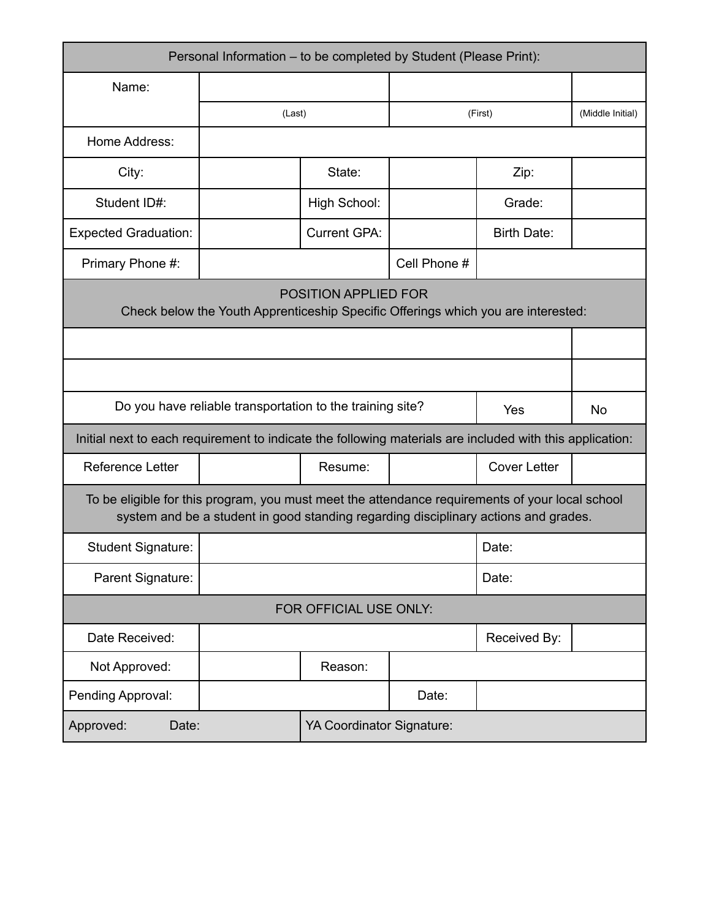| Personal Information – to be completed by Student (Please Print): | | | | | |
|---|---|---|---|---|---|
| Name: | | | | | |
| | (Last) | | (First) | | (Middle Initial) |
| Home Address: | | | | | |
| City: | | State: | | Zip: | |
| Student ID#: | | High School: | | Grade: | |
| Expected Graduation: | | Current GPA: | | Birth Date: | |
| Primary Phone #: | | | Cell Phone # | | |

| POSITION APPLIED FOR<br>Check below the Youth Apprenticeship Specific Offerings which you are interested: | | |
|---|---|---|
| | | |
| | | |
| Do you have reliable transportation to the training site? | Yes | No |

| Initial next to each requirement to indicate the following materials are included with this application: | | | | | |
|---|---|---|---|---|---|
| Reference Letter | | Resume: | | Cover Letter | |

| To be eligible for this program, you must meet the attendance requirements of your local school system and be a student in good standing regarding disciplinary actions and grades. | | |
|---|---|---|
| Student Signature: | | Date: |
| Parent Signature: | | Date: |

| FOR OFFICIAL USE ONLY: | | | | | |
|---|---|---|---|---|---|
| Date Received: | | | | Received By: | |
| Not Approved: | | Reason: | | | |
| Pending Approval: | | | Date: | | |
| Approved: Date: | | YA Coordinator Signature: | | | |